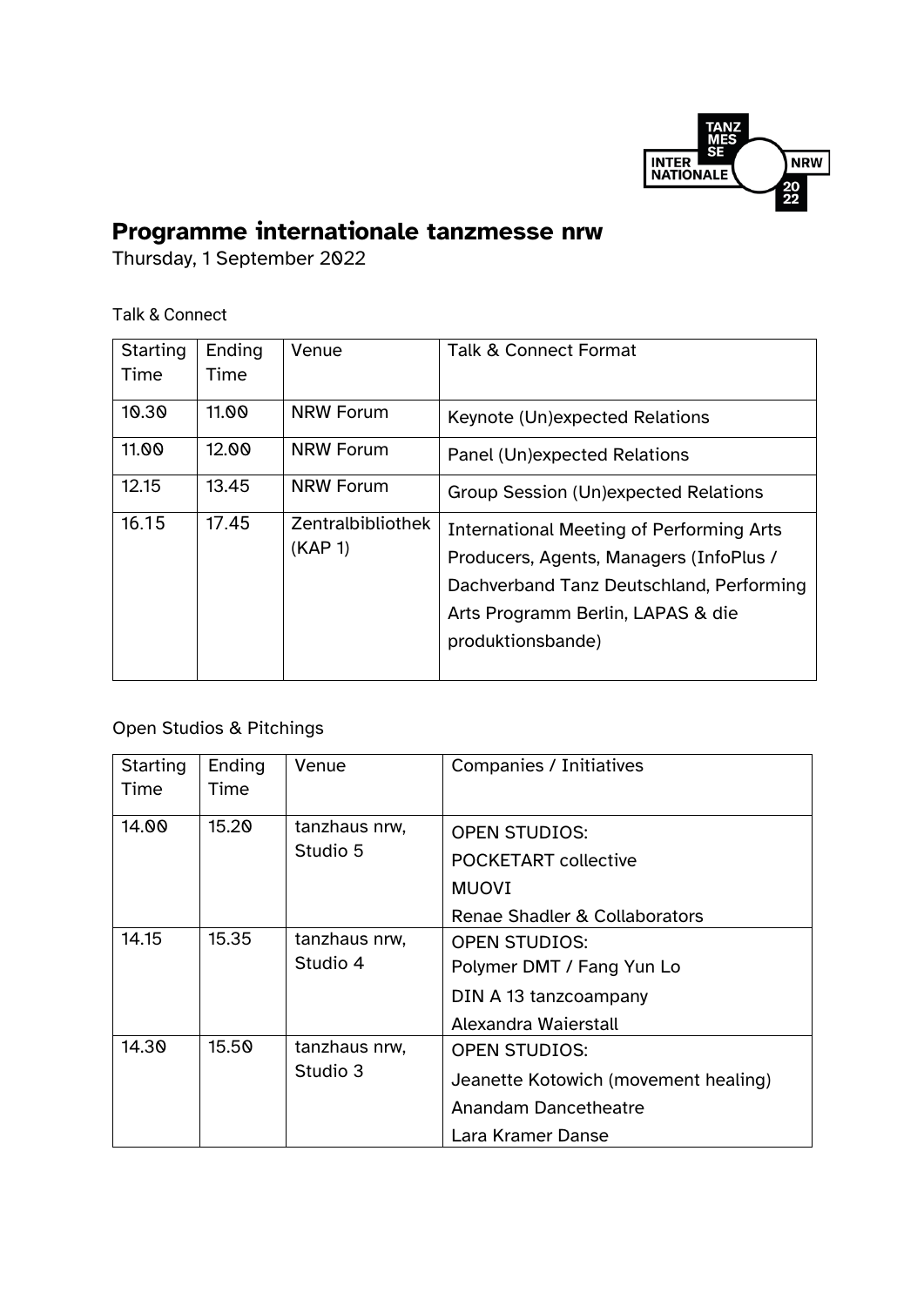# Programme internationale tanzmesse nrw

Thursday, 1 September 2022

Talk & Connect

| Starting Time | Ending Time | Venue | Talk & Connect Format |
|---|---|---|---|
| 10.30 | 11.00 | NRW Forum | Keynote (Un)expected Relations |
| 11.00 | 12.00 | NRW Forum | Panel (Un)expected Relations |
| 12.15 | 13.45 | NRW Forum | Group Session (Un)expected Relations |
| 16.15 | 17.45 | Zentralbibliothek (KAP 1) | International Meeting of Performing Arts Producers, Agents, Managers (InfoPlus / Dachverband Tanz Deutschland, Performing Arts Programm Berlin, LAPAS & die produktionsbande) |

Open Studios & Pitchings

| Starting Time | Ending Time | Venue | Companies / Initiatives |
|---|---|---|---|
| 14.00 | 15.20 | tanzhaus nrw, Studio 5 | OPEN STUDIOS:<br>POCKETART collective<br>MUOVI<br>Renae Shadler & Collaborators |
| 14.15 | 15.35 | tanzhaus nrw, Studio 4 | OPEN STUDIOS:<br>Polymer DMT / Fang Yun Lo<br>DIN A 13 tanzcoampany<br>Alexandra Waierstall |
| 14.30 | 15.50 | tanzhaus nrw, Studio 3 | OPEN STUDIOS:<br>Jeanette Kotowich (movement healing)<br>Anandam Dancetheatre<br>Lara Kramer Danse |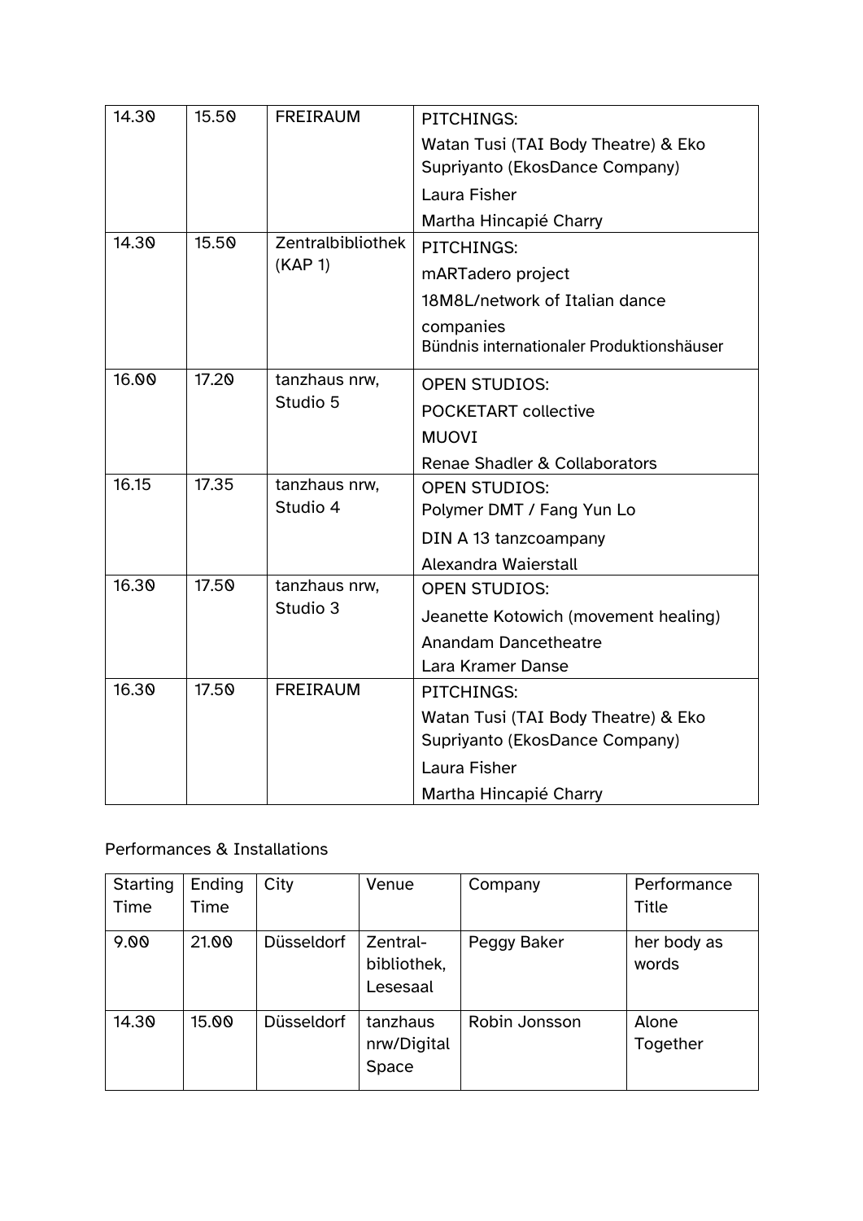| | | | |
|---|---|---|---|
| 14.30 | 15.50 | FREIRAUM | PITCHINGS:<br>Watan Tusi (TAI Body Theatre) & Eko Supriyanto (EkosDance Company)<br>Laura Fisher<br>Martha Hincapié Charry |
| 14.30 | 15.50 | Zentralbibliothek (KAP 1) | PITCHINGS:<br>mARTadero project<br>18M8L/network of Italian dance companies<br>Bündnis internationaler Produktionshäuser |
| 16.00 | 17.20 | tanzhaus nrw, Studio 5 | OPEN STUDIOS:<br>POCKETART collective<br>MUOVI<br>Renae Shadler & Collaborators |
| 16.15 | 17.35 | tanzhaus nrw, Studio 4 | OPEN STUDIOS:<br>Polymer DMT / Fang Yun Lo<br>DIN A 13 tanzcoampany<br>Alexandra Waierstall |
| 16.30 | 17.50 | tanzhaus nrw, Studio 3 | OPEN STUDIOS:<br>Jeanette Kotowich (movement healing)<br>Anandam Dancetheatre<br>Lara Kramer Danse |
| 16.30 | 17.50 | FREIRAUM | PITCHINGS:<br>Watan Tusi (TAI Body Theatre) & Eko Supriyanto (EkosDance Company)<br>Laura Fisher<br>Martha Hincapié Charry |

Performances & Installations

| Starting Time | Ending Time | City | Venue | Company | Performance Title |
|---|---|---|---|---|---|
| 9.00 | 21.00 | Düsseldorf | Zentral-bibliothek, Lesesaal | Peggy Baker | her body as words |
| 14.30 | 15.00 | Düsseldorf | tanzhaus nrw/Digital Space | Robin Jonsson | Alone Together |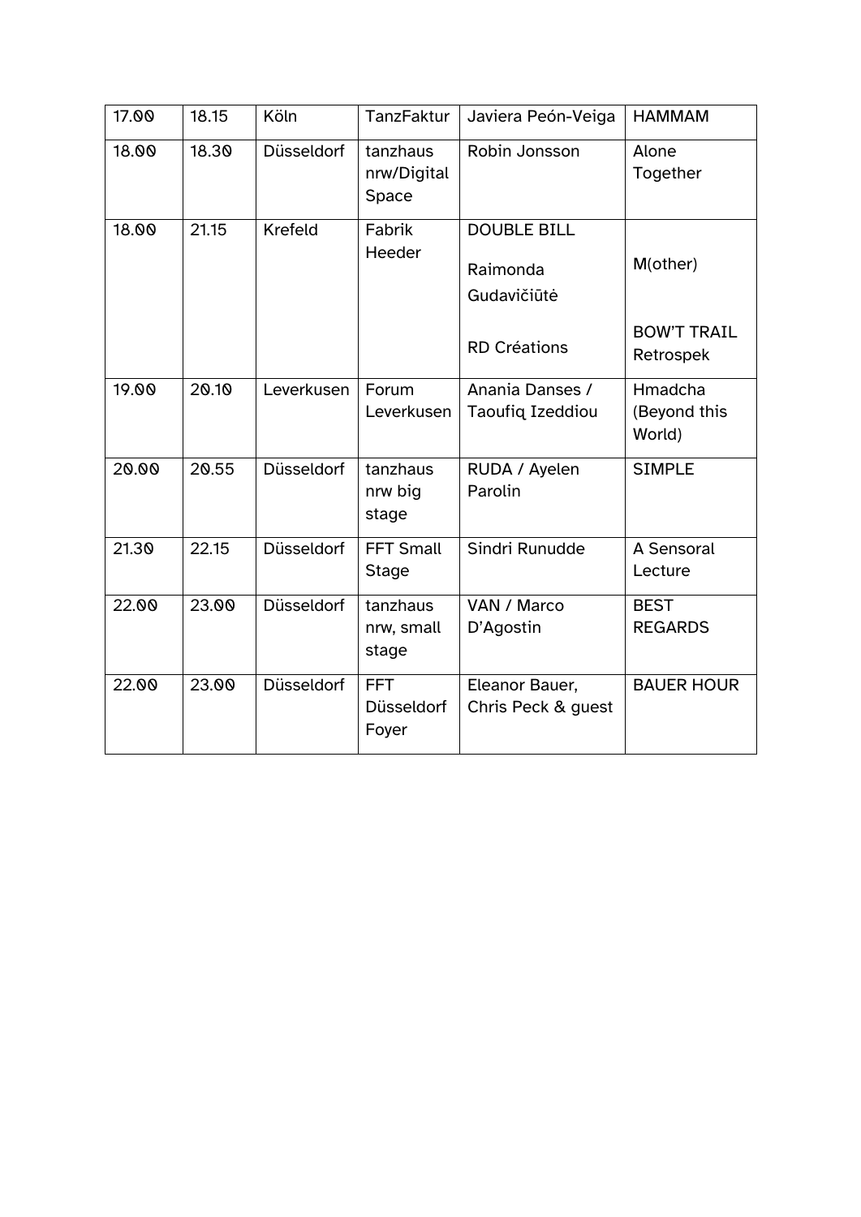| | | | | | |
|---|---|---|---|---|---|
| 17.00 | 18.15 | Köln | TanzFaktur | Javiera Peón-Veiga | HAMMAM |
| 18.00 | 18.30 | Düsseldorf | tanzhaus nrw/Digital Space | Robin Jonsson | Alone Together |
| 18.00 | 21.15 | Krefeld | Fabrik Heeder | DOUBLE BILL<br>Raimonda Gudavičiūtė<br>RD Créations | M(other)<br>BOW'T TRAIL Retrospek |
| 19.00 | 20.10 | Leverkusen | Forum Leverkusen | Anania Danses / Taoufiq Izeddiou | Hmadcha (Beyond this World) |
| 20.00 | 20.55 | Düsseldorf | tanzhaus nrw big stage | RUDA / Ayelen Parolin | SIMPLE |
| 21.30 | 22.15 | Düsseldorf | FFT Small Stage | Sindri Runudde | A Sensoral Lecture |
| 22.00 | 23.00 | Düsseldorf | tanzhaus nrw, small stage | VAN / Marco D'Agostin | BEST REGARDS |
| 22.00 | 23.00 | Düsseldorf | FFT Düsseldorf Foyer | Eleanor Bauer, Chris Peck & guest | BAUER HOUR |